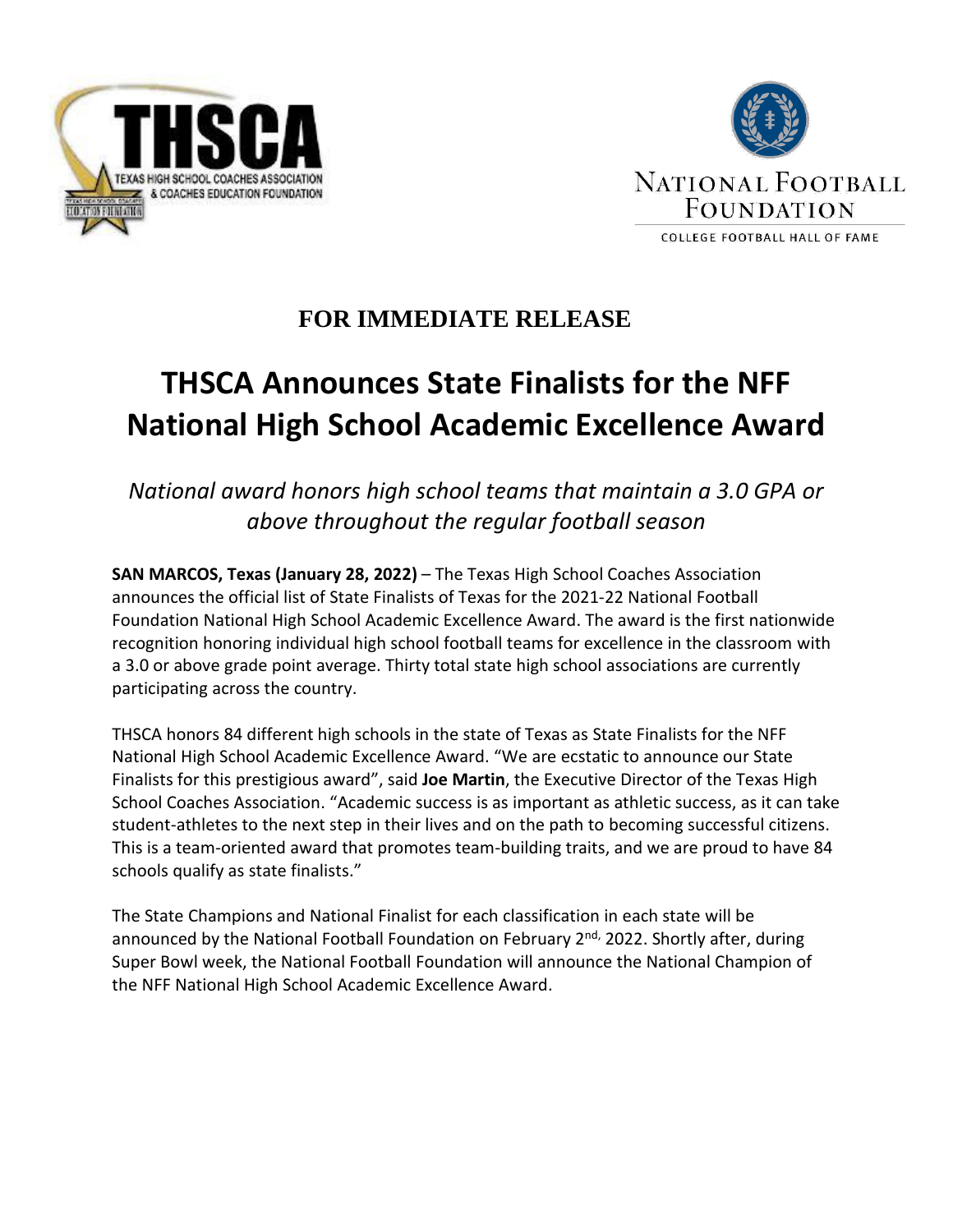**FOR IMMEDIATE RELEASE**

# THSCA Announces State Finalists for the NFF National High School Academic Excellence Award

*National award honors high school teams that maintain a 3.0 GPA or above throughout the regular football season*

**SAN MARCOS, Texas (January 28, 2022)** – The Texas High School Coaches Association announces the official list of State Finalists of Texas for the 2021-22 National Football Foundation National High School Academic Excellence Award. The award is the first nationwide recognition honoring individual high school football teams for excellence in the classroom with a 3.0 or above grade point average. Thirty total state high school associations are currently participating across the country.

THSCA honors 84 different high schools in the state of Texas as State Finalists for the NFF National High School Academic Excellence Award. "We are ecstatic to announce our State Finalists for this prestigious award", said **Joe Martin**, the Executive Director of the Texas High School Coaches Association. "Academic success is as important as athletic success, as it can take student-athletes to the next step in their lives and on the path to becoming successful citizens. This is a team-oriented award that promotes team-building traits, and we are proud to have 84 schools qualify as state finalists."

The State Champions and National Finalist for each classification in each state will be announced by the National Football Foundation on February 2nd, 2022. Shortly after, during Super Bowl week, the National Football Foundation will announce the National Champion of the NFF National High School Academic Excellence Award.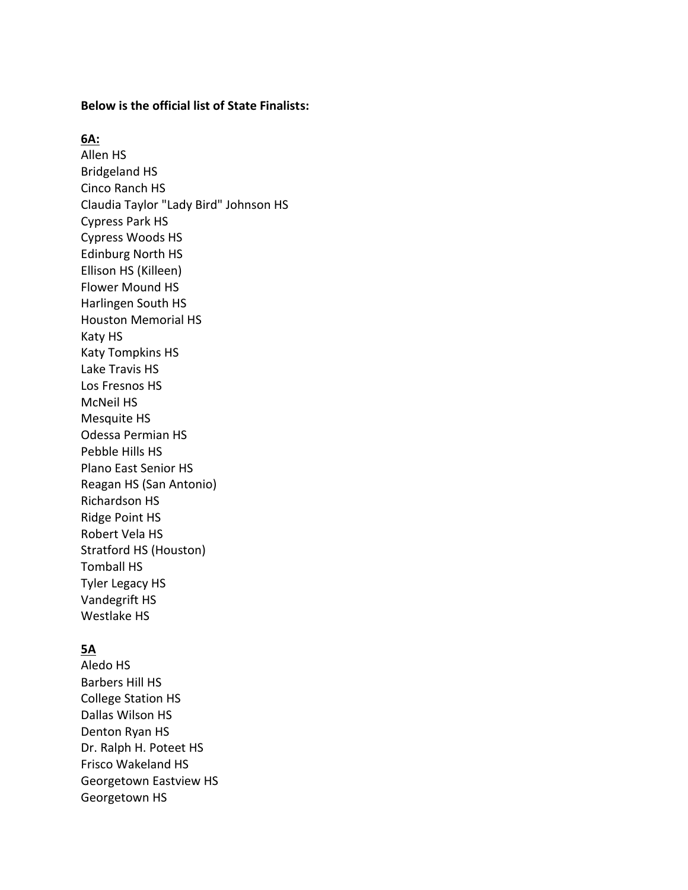**Below is the official list of State Finalists:**

**6A:**

Allen HS
Bridgeland HS
Cinco Ranch HS
Claudia Taylor "Lady Bird" Johnson HS
Cypress Park HS
Cypress Woods HS
Edinburg North HS
Ellison HS (Killeen)
Flower Mound HS
Harlingen South HS
Houston Memorial HS
Katy HS
Katy Tompkins HS
Lake Travis HS
Los Fresnos HS
McNeil HS
Mesquite HS
Odessa Permian HS
Pebble Hills HS
Plano East Senior HS
Reagan HS (San Antonio)
Richardson HS
Ridge Point HS
Robert Vela HS
Stratford HS (Houston)
Tomball HS
Tyler Legacy HS
Vandegrift HS
Westlake HS

**5A**

Aledo HS
Barbers Hill HS
College Station HS
Dallas Wilson HS
Denton Ryan HS
Dr. Ralph H. Poteet HS
Frisco Wakeland HS
Georgetown Eastview HS
Georgetown HS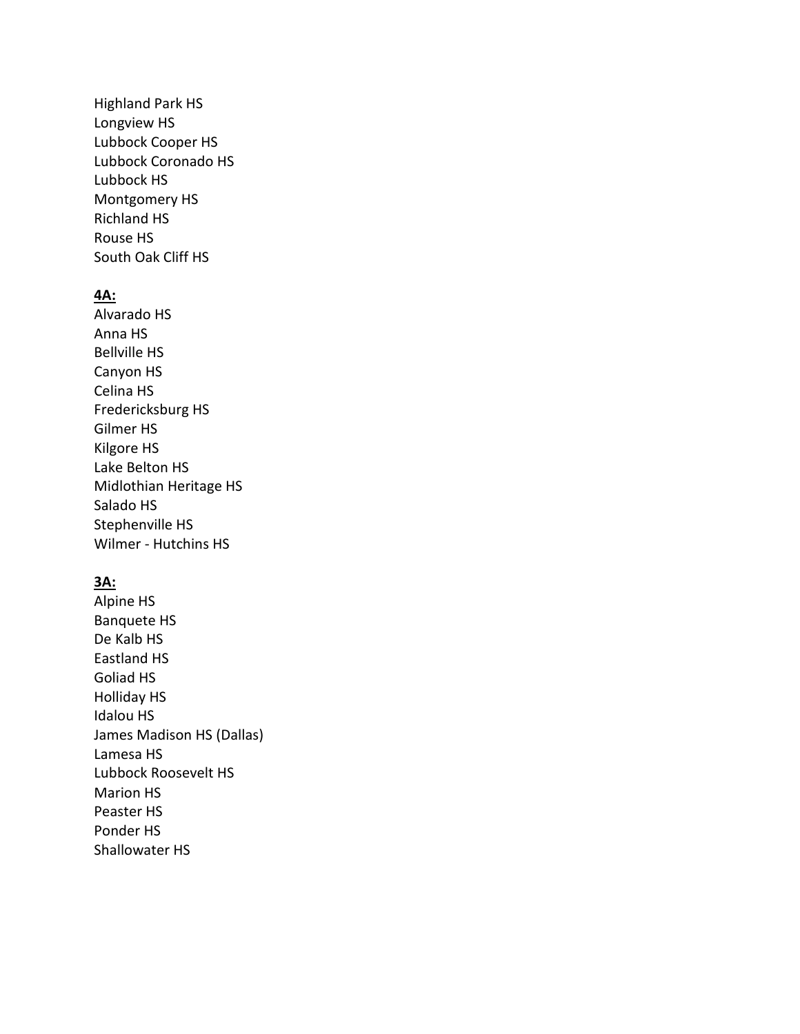Highland Park HS
Longview HS
Lubbock Cooper HS
Lubbock Coronado HS
Lubbock HS
Montgomery HS
Richland HS
Rouse HS
South Oak Cliff HS

**4A:**

Alvarado HS
Anna HS
Bellville HS
Canyon HS
Celina HS
Fredericksburg HS
Gilmer HS
Kilgore HS
Lake Belton HS
Midlothian Heritage HS
Salado HS
Stephenville HS
Wilmer - Hutchins HS

**3A:**

Alpine HS
Banquete HS
De Kalb HS
Eastland HS
Goliad HS
Holliday HS
Idalou HS
James Madison HS (Dallas)
Lamesa HS
Lubbock Roosevelt HS
Marion HS
Peaster HS
Ponder HS
Shallowater HS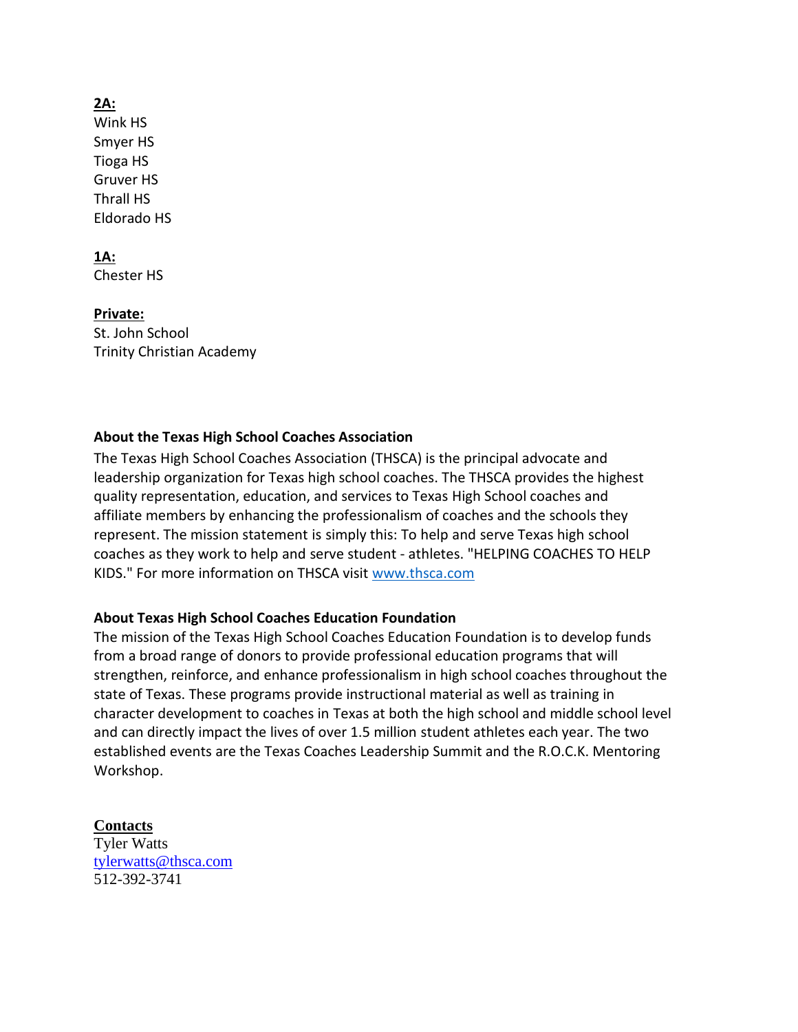**2A:**

Wink HS
Smyer HS
Tioga HS
Gruver HS
Thrall HS
Eldorado HS

**1A:**

Chester HS

**Private:**

St. John School
Trinity Christian Academy

**About the Texas High School Coaches Association**

The Texas High School Coaches Association (THSCA) is the principal advocate and leadership organization for Texas high school coaches. The THSCA provides the highest quality representation, education, and services to Texas High School coaches and affiliate members by enhancing the professionalism of coaches and the schools they represent. The mission statement is simply this: To help and serve Texas high school coaches as they work to help and serve student - athletes. "HELPING COACHES TO HELP KIDS." For more information on THSCA visit [www.thsca.com](www.thsca.com)

**About Texas High School Coaches Education Foundation**

The mission of the Texas High School Coaches Education Foundation is to develop funds from a broad range of donors to provide professional education programs that will strengthen, reinforce, and enhance professionalism in high school coaches throughout the state of Texas. These programs provide instructional material as well as training in character development to coaches in Texas at both the high school and middle school level and can directly impact the lives of over 1.5 million student athletes each year. The two established events are the Texas Coaches Leadership Summit and the R.O.C.K. Mentoring Workshop.

**Contacts**

Tyler Watts
[tylerwatts@thsca.com](mailto:tylerwatts@thsca.com)
512-392-3741